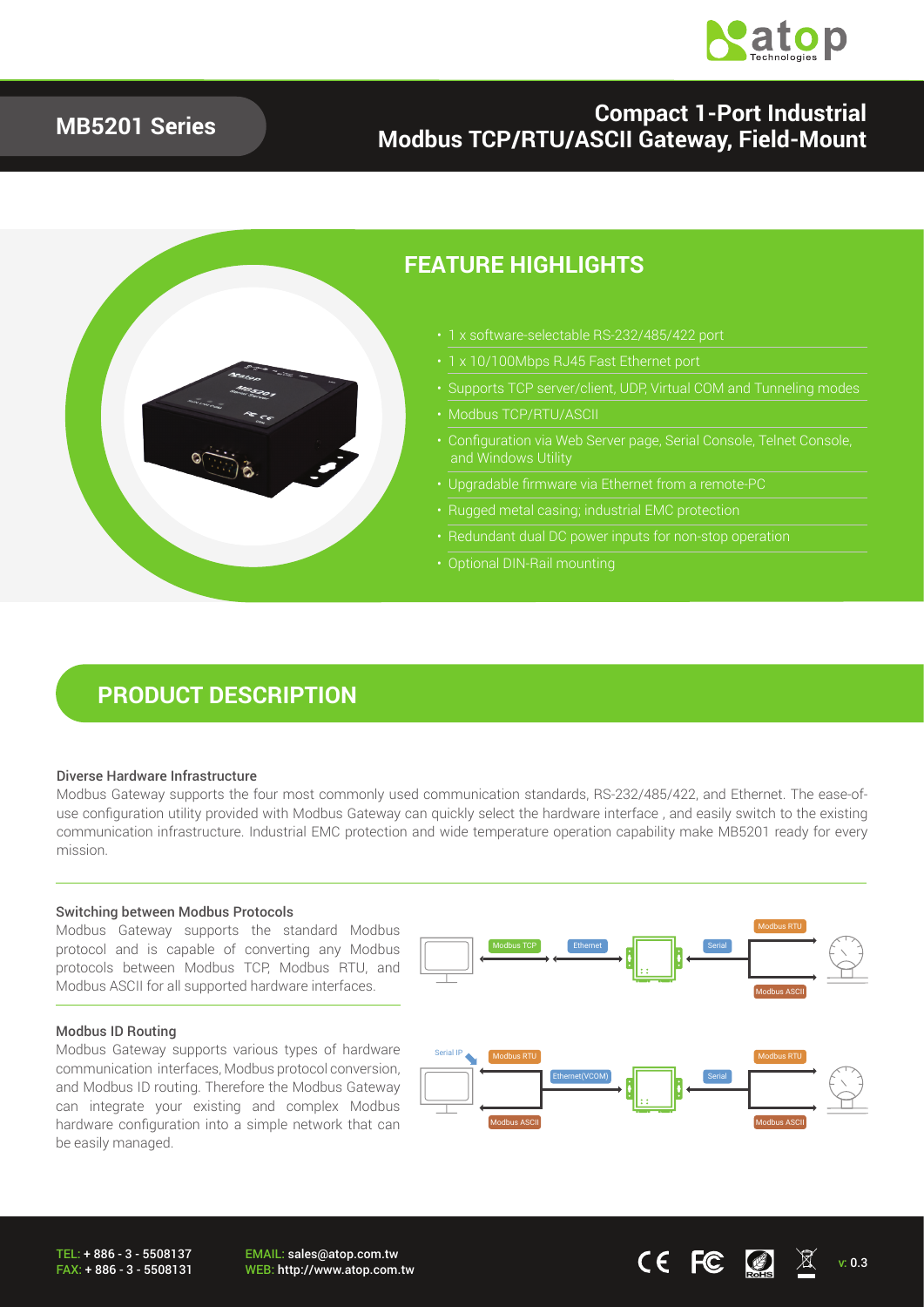# MB5201 Series

## Compact 1-Port Industrial Modbus TCP/RTU/ASCII Gateway, Field-Mount

## FEATURE HIGHLIGHTS

- 1 x software-selectable RS-232/485/422 port
- 1 x 10/100Mbps RJ45 Fast Ethernet port
- Supports TCP server/client, UDP, Virtual COM and Tunneling modes
- Modbus TCP/RTU/ASCII
- Configuration via Web Server page, Serial Console, Telnet Console, and Windows Utility
- Upgradable firmware via Ethernet from a remote-PC
- Rugged metal casing; industrial EMC protection
- Redundant dual DC power inputs for non-stop operation
- Optional DIN-Rail mounting

## PRODUCT DESCRIPTION

### Diverse Hardware Infrastructure

Modbus Gateway supports the four most commonly used communication standards, RS-232/485/422, and Ethernet. The ease-of-use configuration utility provided with Modbus Gateway can quickly select the hardware interface , and easily switch to the existing communication infrastructure. Industrial EMC protection and wide temperature operation capability make MB5201 ready for every mission.

### Switching between Modbus Protocols

Modbus Gateway supports the standard Modbus protocol and is capable of converting any Modbus protocols between Modbus TCP, Modbus RTU, and Modbus ASCII for all supported hardware interfaces.

### Modbus ID Routing

Modbus Gateway supports various types of hardware communication interfaces, Modbus protocol conversion, and Modbus ID routing. Therefore the Modbus Gateway can integrate your existing and complex Modbus hardware configuration into a simple network that can be easily managed.

TEL: + 886 - 3 - 5508137
FAX: + 886 - 3 - 5508131

EMAIL: sales@atop.com.tw
WEB: http://www.atop.com.tw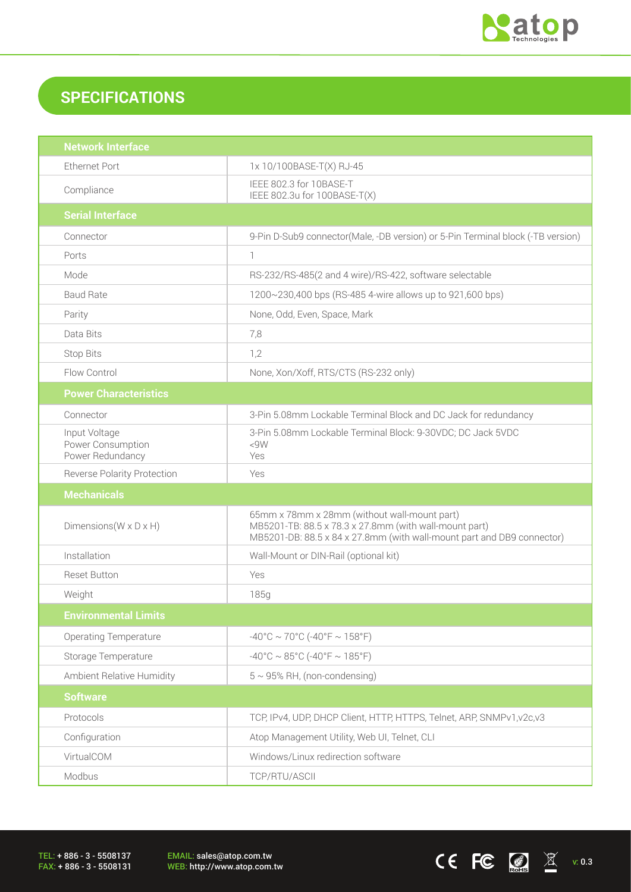## SPECIFICATIONS

| Network Interface | |
|---|---|
| Ethernet Port | 1x 10/100BASE-T(X) RJ-45 |
| Compliance | IEEE 802.3 for 10BASE-T<br>IEEE 802.3u for 100BASE-T(X) |
| **Serial Interface** | |
| Connector | 9-Pin D-Sub9 connector(Male, -DB version) or 5-Pin Terminal block (-TB version) |
| Ports | 1 |
| Mode | RS-232/RS-485(2 and 4 wire)/RS-422, software selectable |
| Baud Rate | 1200~230,400 bps (RS-485 4-wire allows up to 921,600 bps) |
| Parity | None, Odd, Even, Space, Mark |
| Data Bits | 7,8 |
| Stop Bits | 1,2 |
| Flow Control | None, Xon/Xoff, RTS/CTS (RS-232 only) |
| **Power Characteristics** | |
| Connector | 3-Pin 5.08mm Lockable Terminal Block and DC Jack for redundancy |
| Input Voltage<br>Power Consumption<br>Power Redundancy | 3-Pin 5.08mm Lockable Terminal Block: 9-30VDC; DC Jack 5VDC<br><9W<br>Yes |
| Reverse Polarity Protection | Yes |
| **Mechanicals** | |
| Dimensions(W x D x H) | 65mm x 78mm x 28mm (without wall-mount part)<br>MB5201-TB: 88.5 x 78.3 x 27.8mm (with wall-mount part)<br>MB5201-DB: 88.5 x 84 x 27.8mm (with wall-mount part and DB9 connector) |
| Installation | Wall-Mount or DIN-Rail (optional kit) |
| Reset Button | Yes |
| Weight | 185g |
| **Environmental Limits** | |
| Operating Temperature | -40°C ~ 70°C (-40°F ~ 158°F) |
| Storage Temperature | -40°C ~ 85°C (-40°F ~ 185°F) |
| Ambient Relative Humidity | 5 ~ 95% RH, (non-condensing) |
| **Software** | |
| Protocols | TCP, IPv4, UDP, DHCP Client, HTTP, HTTPS, Telnet, ARP, SNMPv1,v2c,v3 |
| Configuration | Atop Management Utility, Web UI, Telnet, CLI |
| VirtualCOM | Windows/Linux redirection software |
| Modbus | TCP/RTU/ASCII |

TEL: + 886 - 3 - 5508137
FAX: + 886 - 3 - 5508131

EMAIL: sales@atop.com.tw
WEB: http://www.atop.com.tw

v: 0.3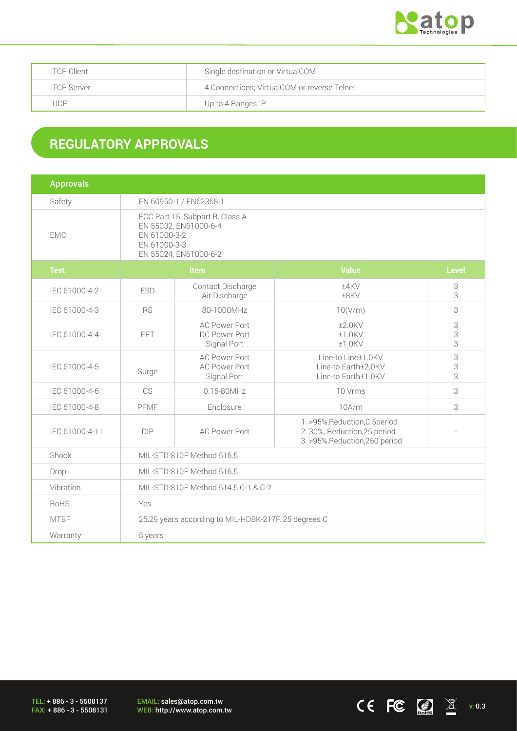| TCP Client | Single destination or VirtualCOM |
|---|---|
| TCP Server | 4 Connections; VirtualCOM or reverse Telnet |
| UDP | Up to 4 Ranges IP |

## REGULATORY APPROVALS

| Approvals | | | | |
|---|---|---|---|---|
| Safety | EN 60950-1 / EN62368-1 | | | |
| EMC | FCC Part 15, Subpart B, Class A<br>EN 55032, EN61000-6-4<br>EN 61000-3-2<br>EN 61000-3-3<br>EN 55024, EN61000-6-2 | | | |
| **Test** | **Item** | | **Value** | **Level** |
| IEC 61000-4-2 | ESD | Contact Discharge<br>Air Discharge | ±4KV<br>±8KV | 3<br>3 |
| IEC 61000-4-3 | RS | 80-1000MHz | 10(V/m) | 3 |
| IEC 61000-4-4 | EFT | AC Power Port<br>DC Power Port<br>Signal Port | ±2.0KV<br>±1.0KV<br>±1.0KV | 3<br>3<br>3 |
| IEC 61000-4-5 | Surge | AC Power Port<br>AC Power Port<br>Signal Port | Line-to Line±1.0KV<br>Line-to Earth±2.0KV<br>Line-to Earth±1.0KV | 3<br>3<br>3 |
| IEC 61000-4-6 | CS | 0.15-80MHz | 10 Vrms | 3 |
| IEC 61000-4-8 | PFMF | Enclosure | 10A/m | 3 |
| IEC 61000-4-11 | DIP | AC Power Port | 1. >95%,Reduction,0.5period<br>2. 30%, Reduction,25 period<br>3. >95%,Reduction,250 period | - |
| Shock | MIL-STD-810F Method 516.5 | | | |
| Drop | MIL-STD-810F Method 516.5 | | | |
| Vibration | MIL-STD-810F Method 514.5 C-1 & C-2 | | | |
| RoHS | Yes | | | |
| MTBF | 25.29 years according to MIL-HDBK-217F, 25 degrees C | | | |
| Warranty | 5 years | | | |

TEL: + 886 - 3 - 5508137
FAX: + 886 - 3 - 5508131

EMAIL: sales@atop.com.tw
WEB: http://www.atop.com.tw

v: 0.3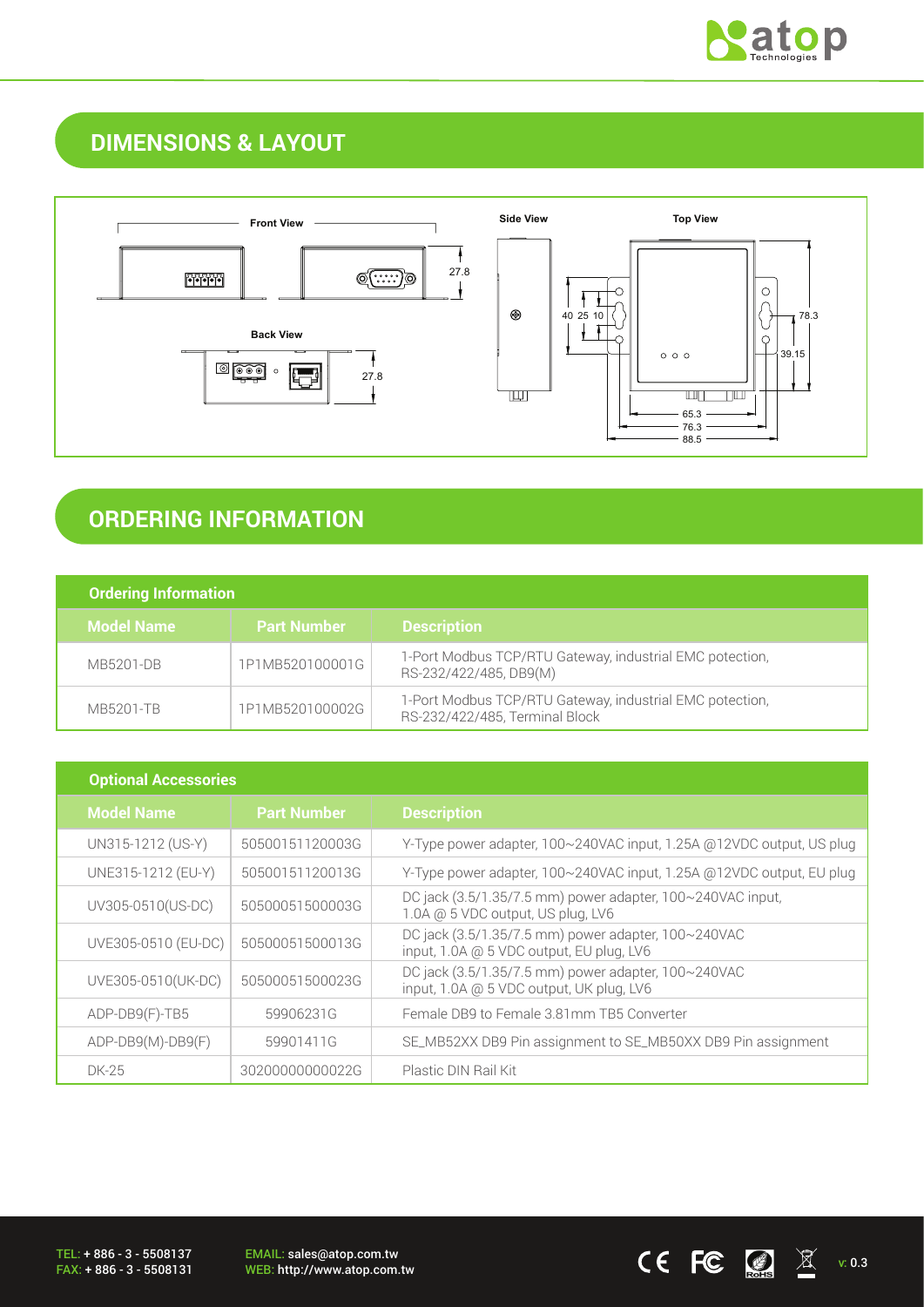## DIMENSIONS & LAYOUT

Front View

27.8

Back View

27.8

Side View

Top View

40 25 10

78.3

39.15

65.3

76.3

88.5

## ORDERING INFORMATION

**Ordering Information**

| Model Name | Part Number | Description |
|---|---|---|
| MB5201-DB | 1P1MB520100001G | 1-Port Modbus TCP/RTU Gateway, industrial EMC potection, RS-232/422/485, DB9(M) |
| MB5201-TB | 1P1MB520100002G | 1-Port Modbus TCP/RTU Gateway, industrial EMC potection, RS-232/422/485, Terminal Block |

**Optional Accessories**

| Model Name | Part Number | Description |
|---|---|---|
| UN315-1212 (US-Y) | 50500151120003G | Y-Type power adapter, 100~240VAC input, 1.25A @12VDC output, US plug |
| UNE315-1212 (EU-Y) | 50500151120013G | Y-Type power adapter, 100~240VAC input, 1.25A @12VDC output, EU plug |
| UV305-0510(US-DC) | 50500051500003G | DC jack (3.5/1.35/7.5 mm) power adapter, 100~240VAC input, 1.0A @ 5 VDC output, US plug, LV6 |
| UVE305-0510 (EU-DC) | 50500051500013G | DC jack (3.5/1.35/7.5 mm) power adapter, 100~240VAC input, 1.0A @ 5 VDC output, EU plug, LV6 |
| UVE305-0510(UK-DC) | 50500051500023G | DC jack (3.5/1.35/7.5 mm) power adapter, 100~240VAC input, 1.0A @ 5 VDC output, UK plug, LV6 |
| ADP-DB9(F)-TB5 | 59906231G | Female DB9 to Female 3.81mm TB5 Converter |
| ADP-DB9(M)-DB9(F) | 59901411G | SE_MB52XX DB9 Pin assignment to SE_MB50XX DB9 Pin assignment |
| DK-25 | 30200000000022G | Plastic DIN Rail Kit |

TEL: + 886 - 3 - 5508137
FAX: + 886 - 3 - 5508131

EMAIL: sales@atop.com.tw
WEB: http://www.atop.com.tw

v: 0.3